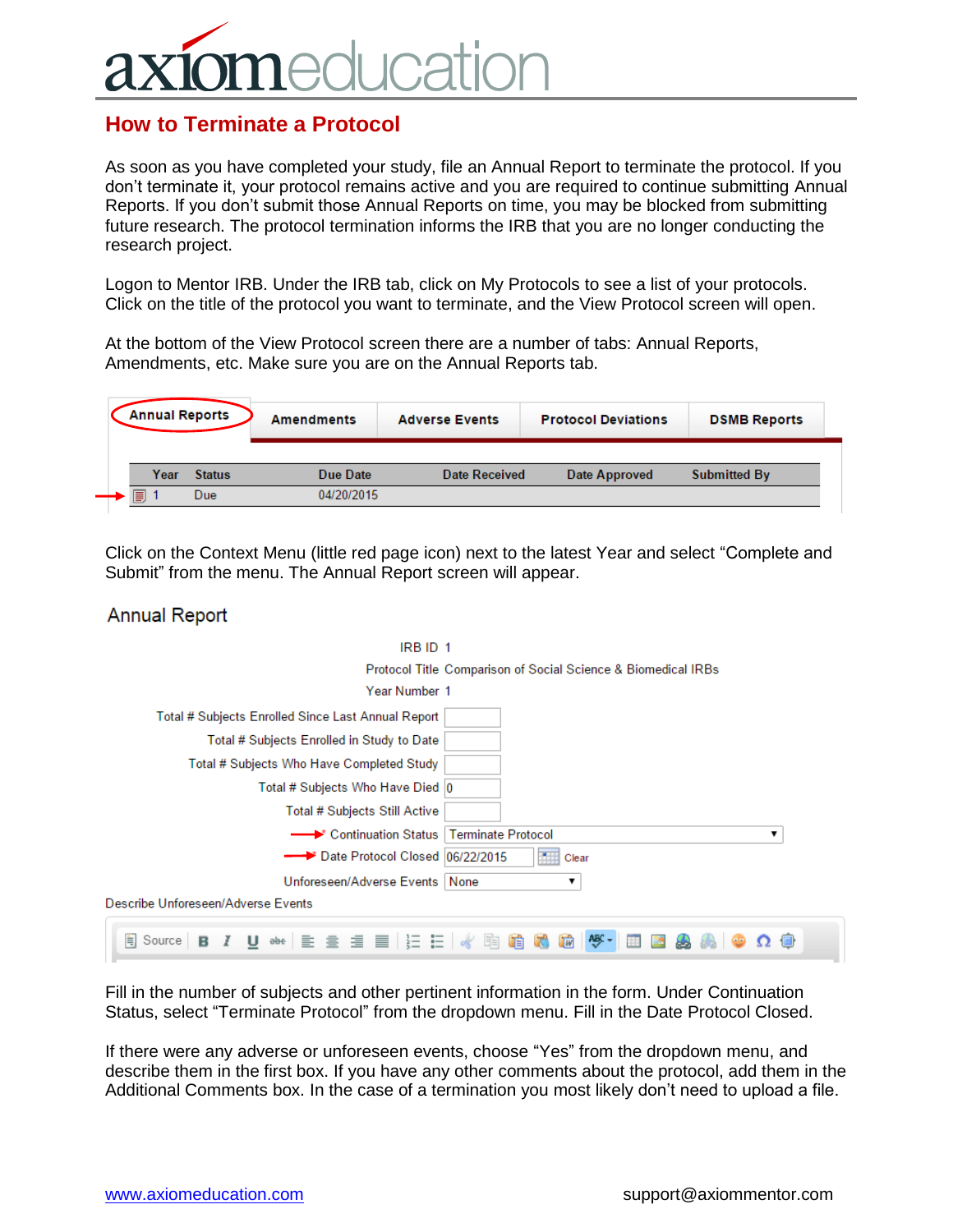# axiomeducation

## How to Terminate a Protocol

As soon as you have completed your study, file an Annual Report to terminate the protocol. If you don't terminate it, your protocol remains active and you are required to continue submitting Annual Reports. If you don't submit those Annual Reports on time, you may be blocked from submitting future research. The protocol termination informs the IRB that you are no longer conducting the research project.

Logon to Mentor IRB. Under the IRB tab, click on My Protocols to see a list of your protocols. Click on the title of the protocol you want to terminate, and the View Protocol screen will open.

At the bottom of the View Protocol screen there are a number of tabs: Annual Reports, Amendments, etc. Make sure you are on the Annual Reports tab.

Annual Reports | Amendments | Adverse Events | Protocol Deviations | DSMB Reports

| Year | Status | Due Date | Date Received | Date Approved | Submitted By |
|---|---|---|---|---|---|
| 1 | Due | 04/20/2015 | | | |

Click on the Context Menu (little red page icon) next to the latest Year and select "Complete and Submit" from the menu. The Annual Report screen will appear.

### Annual Report

| | |
|---|---|
| IRB ID | 1 |
| Protocol Title | Comparison of Social Science & Biomedical IRBs |
| Year Number | 1 |
| Total # Subjects Enrolled Since Last Annual Report | |
| Total # Subjects Enrolled in Study to Date | |
| Total # Subjects Who Have Completed Study | |
| Total # Subjects Who Have Died | 0 |
| Total # Subjects Still Active | |
| * Continuation Status | Terminate Protocol |
| * Date Protocol Closed | 06/22/2015 Clear |
| Unforeseen/Adverse Events | None |

Describe Unforeseen/Adverse Events

Fill in the number of subjects and other pertinent information in the form. Under Continuation Status, select "Terminate Protocol" from the dropdown menu. Fill in the Date Protocol Closed.

If there were any adverse or unforeseen events, choose "Yes" from the dropdown menu, and describe them in the first box. If you have any other comments about the protocol, add them in the Additional Comments box. In the case of a termination you most likely don't need to upload a file.

www.axiomeducation.com support@axiommentor.com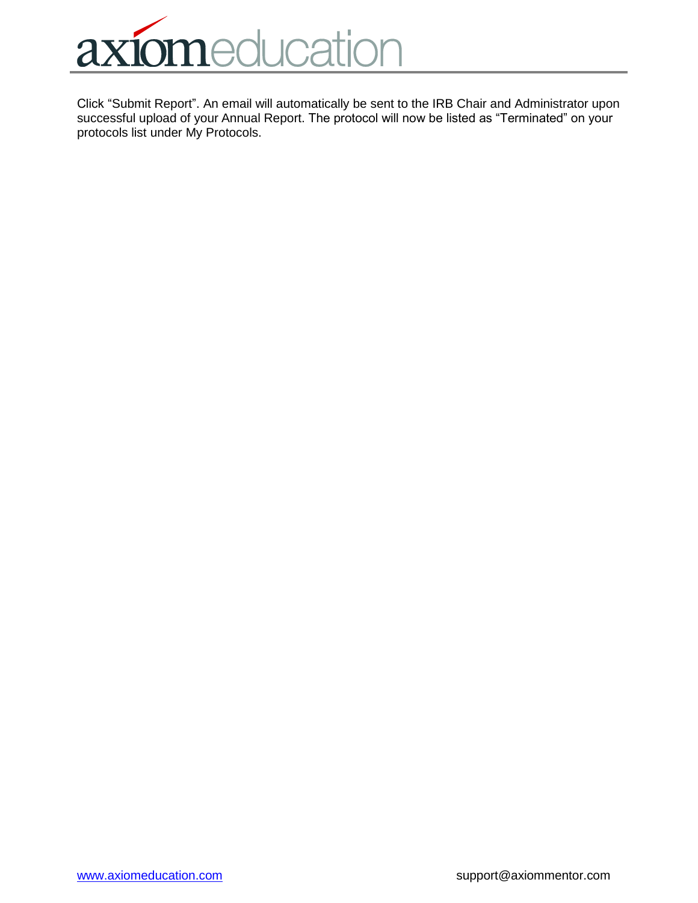Click “Submit Report”. An email will automatically be sent to the IRB Chair and Administrator upon successful upload of your Annual Report. The protocol will now be listed as “Terminated” on your protocols list under My Protocols.